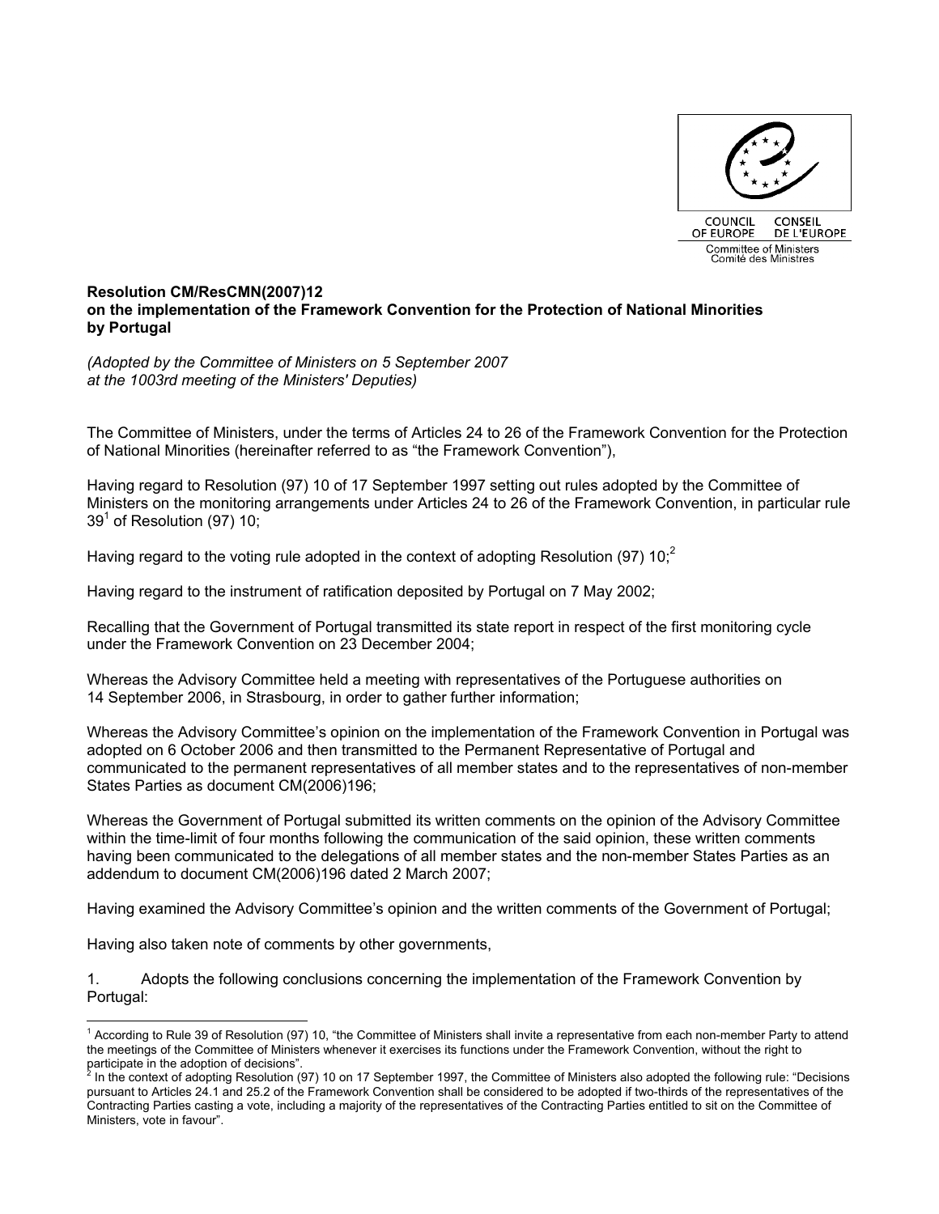COUNCIL OF EUROPE CONSEIL DE L'EUROPE
Committee of Ministers
Comité des Ministres

**Resolution CM/ResCMN(2007)12**
**on the implementation of the Framework Convention for the Protection of National Minorities by Portugal**

*(Adopted by the Committee of Ministers on 5 September 2007 at the 1003rd meeting of the Ministers' Deputies)*

The Committee of Ministers, under the terms of Articles 24 to 26 of the Framework Convention for the Protection of National Minorities (hereinafter referred to as "the Framework Convention"),

Having regard to Resolution (97) 10 of 17 September 1997 setting out rules adopted by the Committee of Ministers on the monitoring arrangements under Articles 24 to 26 of the Framework Convention, in particular rule 39[1] of Resolution (97) 10;

Having regard to the voting rule adopted in the context of adopting Resolution (97) 10;[2]

Having regard to the instrument of ratification deposited by Portugal on 7 May 2002;

Recalling that the Government of Portugal transmitted its state report in respect of the first monitoring cycle under the Framework Convention on 23 December 2004;

Whereas the Advisory Committee held a meeting with representatives of the Portuguese authorities on 14 September 2006, in Strasbourg, in order to gather further information;

Whereas the Advisory Committee's opinion on the implementation of the Framework Convention in Portugal was adopted on 6 October 2006 and then transmitted to the Permanent Representative of Portugal and communicated to the permanent representatives of all member states and to the representatives of non-member States Parties as document CM(2006)196;

Whereas the Government of Portugal submitted its written comments on the opinion of the Advisory Committee within the time-limit of four months following the communication of the said opinion, these written comments having been communicated to the delegations of all member states and the non-member States Parties as an addendum to document CM(2006)196 dated 2 March 2007;

Having examined the Advisory Committee's opinion and the written comments of the Government of Portugal;

Having also taken note of comments by other governments,

1. Adopts the following conclusions concerning the implementation of the Framework Convention by Portugal:

---

[1] According to Rule 39 of Resolution (97) 10, "the Committee of Ministers shall invite a representative from each non-member Party to attend the meetings of the Committee of Ministers whenever it exercises its functions under the Framework Convention, without the right to participate in the adoption of decisions".

[2] In the context of adopting Resolution (97) 10 on 17 September 1997, the Committee of Ministers also adopted the following rule: "Decisions pursuant to Articles 24.1 and 25.2 of the Framework Convention shall be considered to be adopted if two-thirds of the representatives of the Contracting Parties casting a vote, including a majority of the representatives of the Contracting Parties entitled to sit on the Committee of Ministers, vote in favour".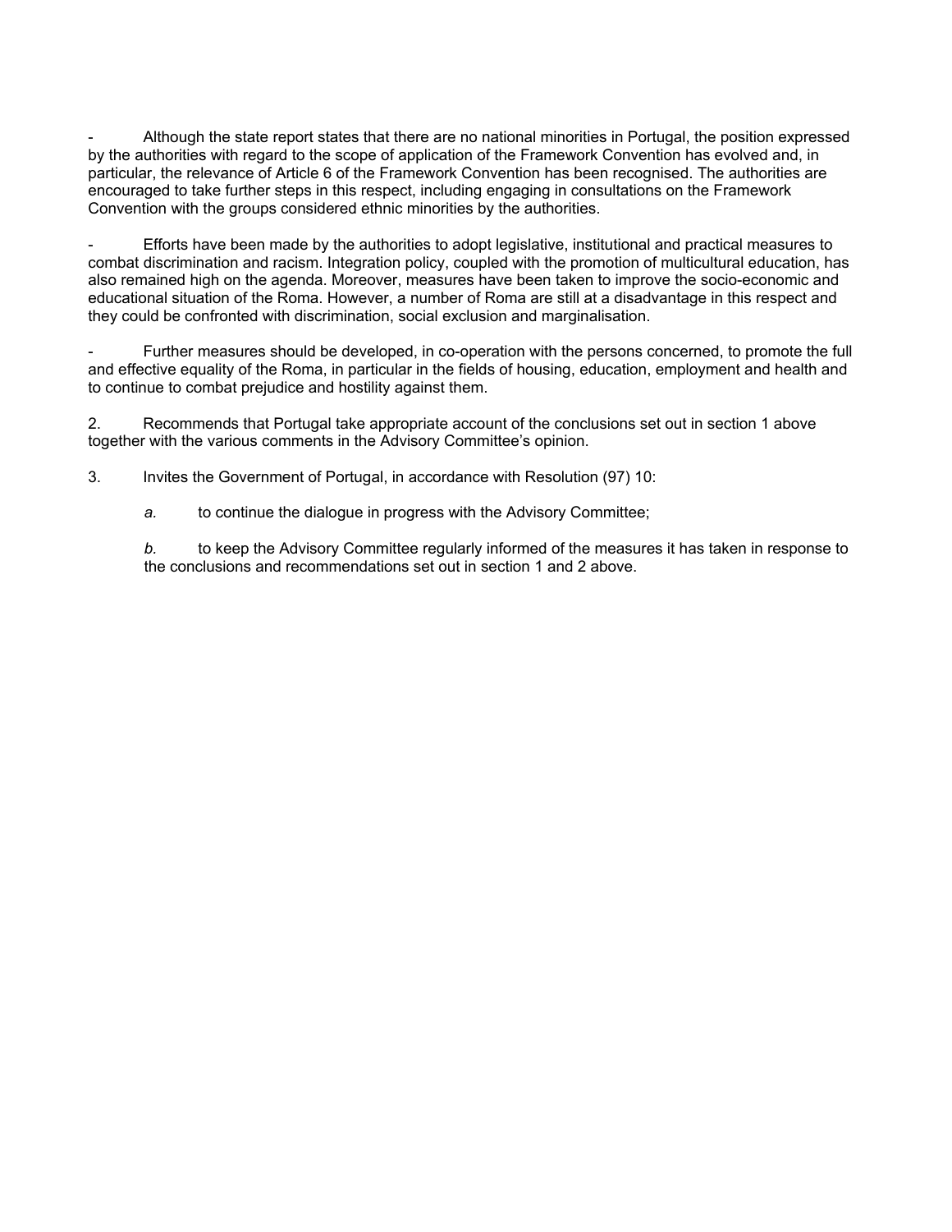- Although the state report states that there are no national minorities in Portugal, the position expressed by the authorities with regard to the scope of application of the Framework Convention has evolved and, in particular, the relevance of Article 6 of the Framework Convention has been recognised. The authorities are encouraged to take further steps in this respect, including engaging in consultations on the Framework Convention with the groups considered ethnic minorities by the authorities.

- Efforts have been made by the authorities to adopt legislative, institutional and practical measures to combat discrimination and racism. Integration policy, coupled with the promotion of multicultural education, has also remained high on the agenda. Moreover, measures have been taken to improve the socio-economic and educational situation of the Roma. However, a number of Roma are still at a disadvantage in this respect and they could be confronted with discrimination, social exclusion and marginalisation.

- Further measures should be developed, in co-operation with the persons concerned, to promote the full and effective equality of the Roma, in particular in the fields of housing, education, employment and health and to continue to combat prejudice and hostility against them.

2. Recommends that Portugal take appropriate account of the conclusions set out in section 1 above together with the various comments in the Advisory Committee's opinion.

3. Invites the Government of Portugal, in accordance with Resolution (97) 10:

   *a.* to continue the dialogue in progress with the Advisory Committee;

   *b.* to keep the Advisory Committee regularly informed of the measures it has taken in response to the conclusions and recommendations set out in section 1 and 2 above.